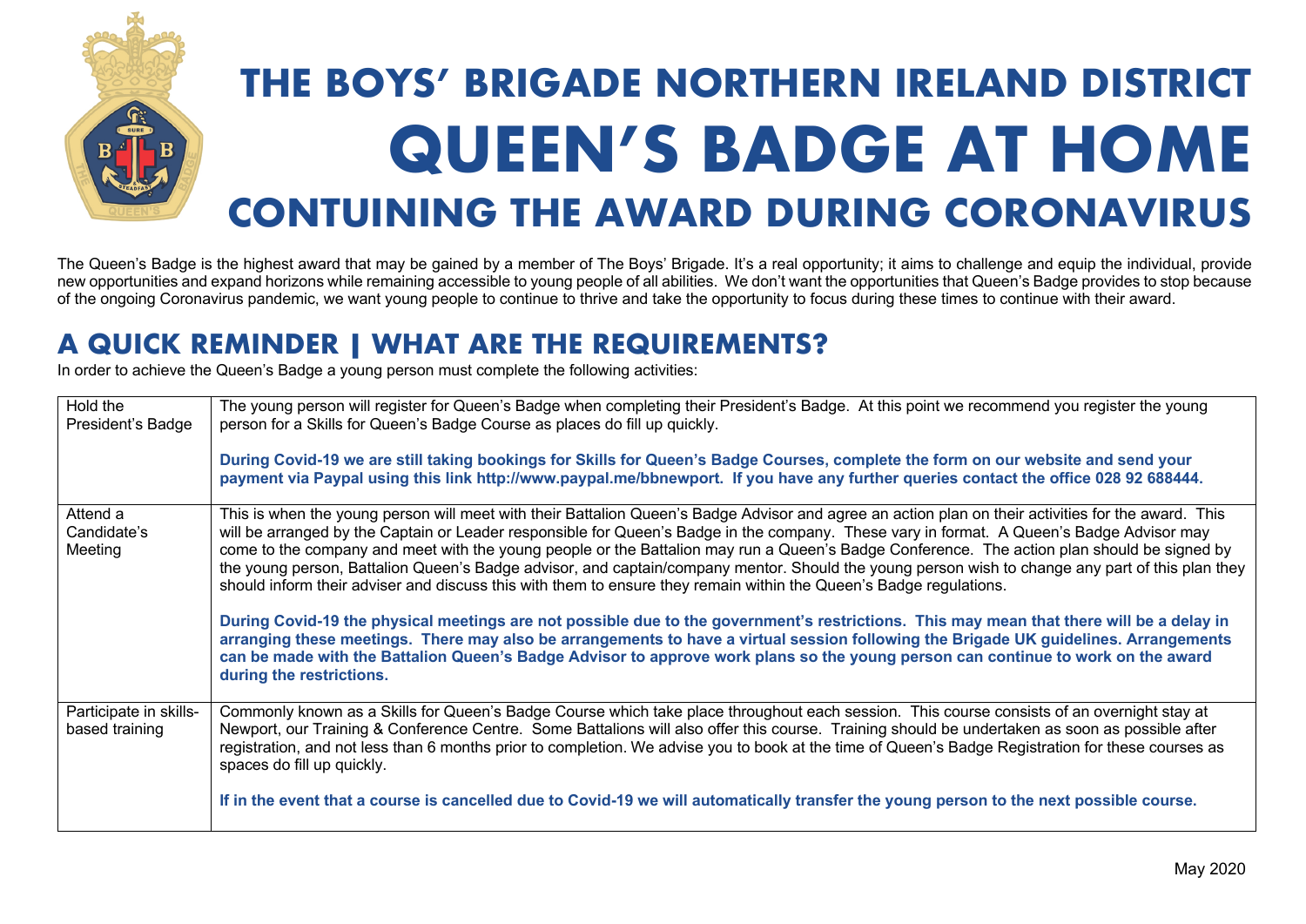# THE BOYS' BRIGADE NORTHERN IRELAND DISTRICT

# QUEEN'S BADGE AT HOME

## CONTUINING THE AWARD DURING CORONAVIRUS

The Queen's Badge is the highest award that may be gained by a member of The Boys' Brigade. It's a real opportunity; it aims to challenge and equip the individual, provide new opportunities and expand horizons while remaining accessible to young people of all abilities. We don't want the opportunities that Queen's Badge provides to stop because of the ongoing Coronavirus pandemic, we want young people to continue to thrive and take the opportunity to focus during these times to continue with their award.

## A QUICK REMINDER | WHAT ARE THE REQUIREMENTS?

In order to achieve the Queen's Badge a young person must complete the following activities:

| | |
|---|---|
| Hold the President's Badge | The young person will register for Queen's Badge when completing their President's Badge. At this point we recommend you register the young person for a Skills for Queen's Badge Course as places do fill up quickly.<br><br>**During Covid-19 we are still taking bookings for Skills for Queen's Badge Courses, complete the form on our website and send your payment via Paypal using this link http://www.paypal.me/bbnewport. If you have any further queries contact the office 028 92 688444.** |
| Attend a Candidate's Meeting | This is when the young person will meet with their Battalion Queen's Badge Advisor and agree an action plan on their activities for the award. This will be arranged by the Captain or Leader responsible for Queen's Badge in the company. These vary in format. A Queen's Badge Advisor may come to the company and meet with the young people or the Battalion may run a Queen's Badge Conference. The action plan should be signed by the young person, Battalion Queen's Badge advisor, and captain/company mentor. Should the young person wish to change any part of this plan they should inform their adviser and discuss this with them to ensure they remain within the Queen's Badge regulations.<br><br>**During Covid-19 the physical meetings are not possible due to the government's restrictions. This may mean that there will be a delay in arranging these meetings. There may also be arrangements to have a virtual session following the Brigade UK guidelines. Arrangements can be made with the Battalion Queen's Badge Advisor to approve work plans so the young person can continue to work on the award during the restrictions.** |
| Participate in skills-based training | Commonly known as a Skills for Queen's Badge Course which take place throughout each session. This course consists of an overnight stay at Newport, our Training & Conference Centre. Some Battalions will also offer this course. Training should be undertaken as soon as possible after registration, and not less than 6 months prior to completion. We advise you to book at the time of Queen's Badge Registration for these courses as spaces do fill up quickly.<br><br>**If in the event that a course is cancelled due to Covid-19 we will automatically transfer the young person to the next possible course.** |

May 2020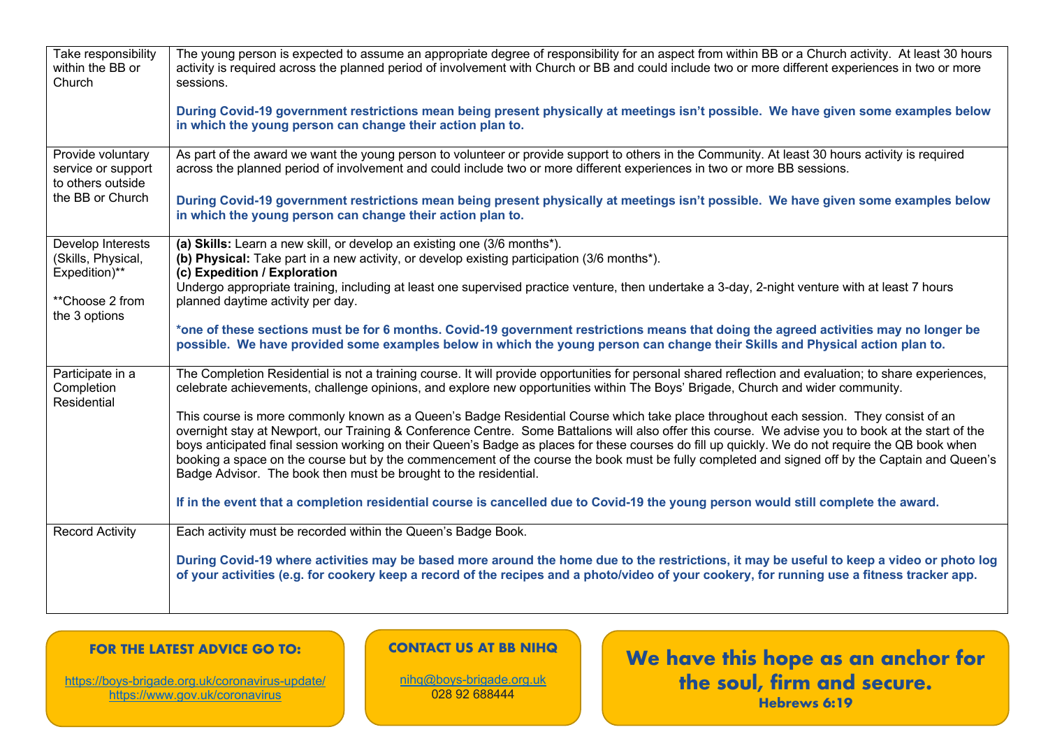| Take responsibility within the BB or Church | The young person is expected to assume an appropriate degree of responsibility for an aspect from within BB or a Church activity. At least 30 hours activity is required across the planned period of involvement with Church or BB and could include two or more different experiences in two or more sessions.<br><br>**During Covid-19 government restrictions mean being present physically at meetings isn't possible. We have given some examples below in which the young person can change their action plan to.** |
|---|---|
| Provide voluntary service or support to others outside the BB or Church | As part of the award we want the young person to volunteer or provide support to others in the Community. At least 30 hours activity is required across the planned period of involvement and could include two or more different experiences in two or more BB sessions.<br><br>**During Covid-19 government restrictions mean being present physically at meetings isn't possible. We have given some examples below in which the young person can change their action plan to.** |
| Develop Interests (Skills, Physical, Expedition)**<br><br>**Choose 2 from the 3 options | **(a) Skills:** Learn a new skill, or develop an existing one (3/6 months*).<br>**(b) Physical:** Take part in a new activity, or develop existing participation (3/6 months*).<br>**(c) Expedition / Exploration**<br>Undergo appropriate training, including at least one supervised practice venture, then undertake a 3-day, 2-night venture with at least 7 hours planned daytime activity per day.<br><br>***one of these sections must be for 6 months. Covid-19 government restrictions means that doing the agreed activities may no longer be possible. We have provided some examples below in which the young person can change their Skills and Physical action plan to.** |
| Participate in a Completion Residential | The Completion Residential is not a training course. It will provide opportunities for personal shared reflection and evaluation; to share experiences, celebrate achievements, challenge opinions, and explore new opportunities within The Boys' Brigade, Church and wider community.<br><br>This course is more commonly known as a Queen's Badge Residential Course which take place throughout each session. They consist of an overnight stay at Newport, our Training & Conference Centre. Some Battalions will also offer this course. We advise you to book at the start of the boys anticipated final session working on their Queen's Badge as places for these courses do fill up quickly. We do not require the QB book when booking a space on the course but by the commencement of the course the book must be fully completed and signed off by the Captain and Queen's Badge Advisor. The book then must be brought to the residential.<br><br>**If in the event that a completion residential course is cancelled due to Covid-19 the young person would still complete the award.** |
| Record Activity | Each activity must be recorded within the Queen's Badge Book.<br><br>**During Covid-19 where activities may be based more around the home due to the restrictions, it may be useful to keep a video or photo log of your activities (e.g. for cookery keep a record of the recipes and a photo/video of your cookery, for running use a fitness tracker app.** |

**FOR THE LATEST ADVICE GO TO:**

https://boys-brigade.org.uk/coronavirus-update/
https://www.gov.uk/coronavirus

**CONTACT US AT BB NIHQ**

nihq@boys-brigade.org.uk
028 92 688444

**We have this hope as an anchor for the soul, firm and secure.**
**Hebrews 6:19**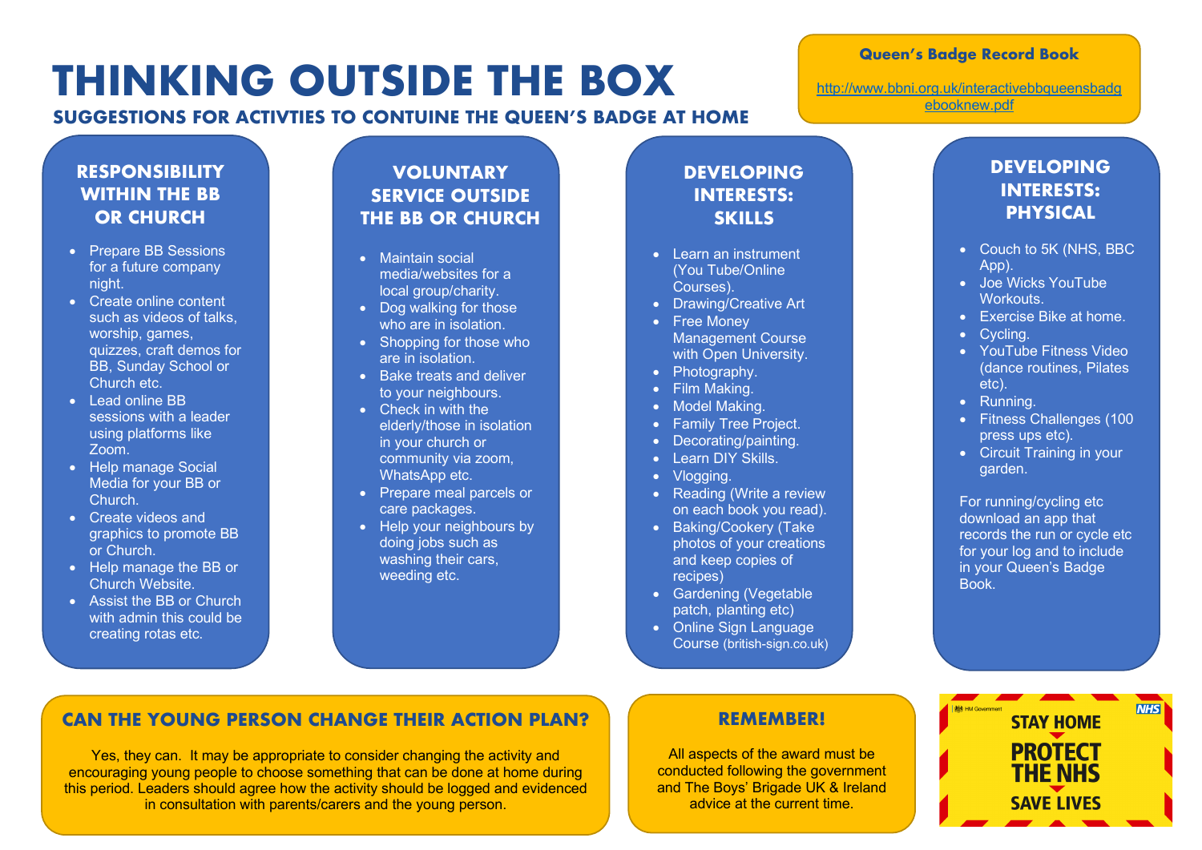# THINKING OUTSIDE THE BOX

**SUGGESTIONS FOR ACTIVTIES TO CONTUINE THE QUEEN'S BADGE AT HOME**

**Queen's Badge Record Book**

http://www.bbni.org.uk/interactivebbqueensbadgebooknew.pdf

## RESPONSIBILITY WITHIN THE BB OR CHURCH

- Prepare BB Sessions for a future company night.
- Create online content such as videos of talks, worship, games, quizzes, craft demos for BB, Sunday School or Church etc.
- Lead online BB sessions with a leader using platforms like Zoom.
- Help manage Social Media for your BB or Church.
- Create videos and graphics to promote BB or Church.
- Help manage the BB or Church Website.
- Assist the BB or Church with admin this could be creating rotas etc.

## VOLUNTARY SERVICE OUTSIDE THE BB OR CHURCH

- Maintain social media/websites for a local group/charity.
- Dog walking for those who are in isolation.
- Shopping for those who are in isolation.
- Bake treats and deliver to your neighbours.
- Check in with the elderly/those in isolation in your church or community via zoom, WhatsApp etc.
- Prepare meal parcels or care packages.
- Help your neighbours by doing jobs such as washing their cars, weeding etc.

## DEVELOPING INTERESTS: SKILLS

- Learn an instrument (You Tube/Online Courses).
- Drawing/Creative Art
- Free Money Management Course with Open University.
- Photography.
- Film Making.
- Model Making.
- Family Tree Project.
- Decorating/painting.
- Learn DIY Skills.
- Vlogging.
- Reading (Write a review on each book you read).
- Baking/Cookery (Take photos of your creations and keep copies of recipes)
- Gardening (Vegetable patch, planting etc)
- Online Sign Language Course (british-sign.co.uk)

## DEVELOPING INTERESTS: PHYSICAL

- Couch to 5K (NHS, BBC App).
- Joe Wicks YouTube Workouts.
- Exercise Bike at home.
- Cycling.
- YouTube Fitness Video (dance routines, Pilates etc).
- Running.
- Fitness Challenges (100 press ups etc).
- Circuit Training in your garden.

For running/cycling etc download an app that records the run or cycle etc for your log and to include in your Queen's Badge Book.

## CAN THE YOUNG PERSON CHANGE THEIR ACTION PLAN?

Yes, they can. It may be appropriate to consider changing the activity and encouraging young people to choose something that can be done at home during this period. Leaders should agree how the activity should be logged and evidenced in consultation with parents/carers and the young person.

## REMEMBER!

All aspects of the award must be conducted following the government and The Boys' Brigade UK & Ireland advice at the current time.

HM Government NHS

**STAY HOME**

**PROTECT THE NHS**

**SAVE LIVES**